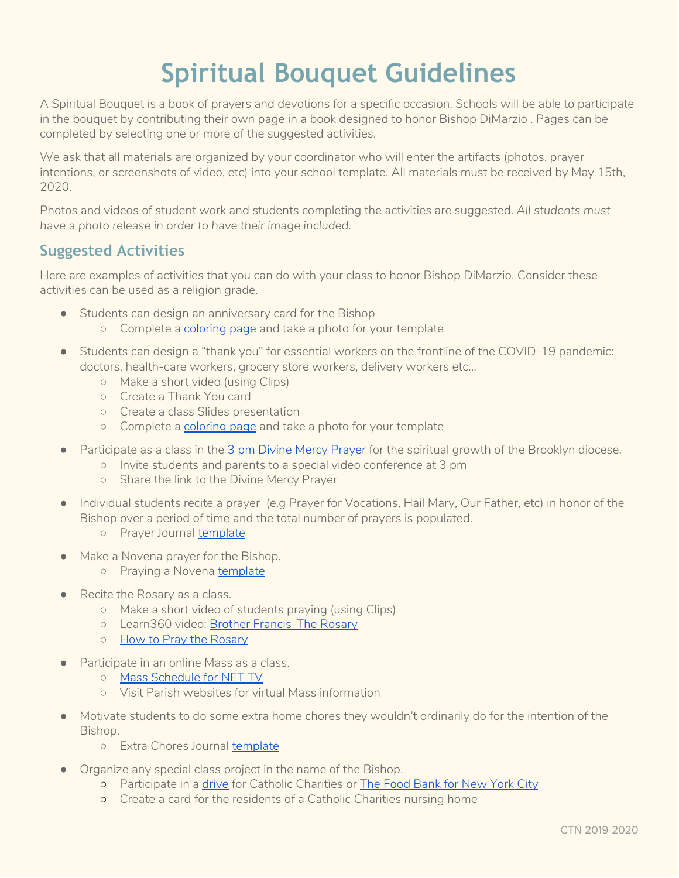# Spiritual Bouquet Guidelines

A Spiritual Bouquet is a book of prayers and devotions for a specific occasion. Schools will be able to participate in the bouquet by contributing their own page in a book designed to honor Bishop DiMarzio . Pages can be completed by selecting one or more of the suggested activities.

We ask that all materials are organized by your coordinator who will enter the artifacts (photos, prayer intentions, or screenshots of video, etc) into your school template. All materials must be received by May 15th, 2020.

Photos and videos of student work and students completing the activities are suggested. *All students must have a photo release in order to have their image included.*

## Suggested Activities

Here are examples of activities that you can do with your class to honor Bishop DiMarzio. Consider these activities can be used as a religion grade.

- Students can design an anniversary card for the Bishop
  - Complete a coloring page and take a photo for your template
- Students can design a "thank you" for essential workers on the frontline of the COVID-19 pandemic: doctors, health-care workers, grocery store workers, delivery workers etc...
  - Make a short video (using Clips)
  - Create a Thank You card
  - Create a class Slides presentation
  - Complete a coloring page and take a photo for your template
- Participate as a class in the 3 pm Divine Mercy Prayer for the spiritual growth of the Brooklyn diocese.
  - Invite students and parents to a special video conference at 3 pm
  - Share the link to the Divine Mercy Prayer
- Individual students recite a prayer (e.g Prayer for Vocations, Hail Mary, Our Father, etc) in honor of the Bishop over a period of time and the total number of prayers is populated.
  - Prayer Journal template
- Make a Novena prayer for the Bishop.
  - Praying a Novena template
- Recite the Rosary as a class.
  - Make a short video of students praying (using Clips)
  - Learn360 video: Brother Francis-The Rosary
  - How to Pray the Rosary
- Participate in an online Mass as a class.
  - Mass Schedule for NET TV
  - Visit Parish websites for virtual Mass information
- Motivate students to do some extra home chores they wouldn't ordinarily do for the intention of the Bishop.
  - Extra Chores Journal template
- Organize any special class project in the name of the Bishop.
  - Participate in a drive for Catholic Charities or The Food Bank for New York City
  - Create a card for the residents of a Catholic Charities nursing home

CTN 2019-2020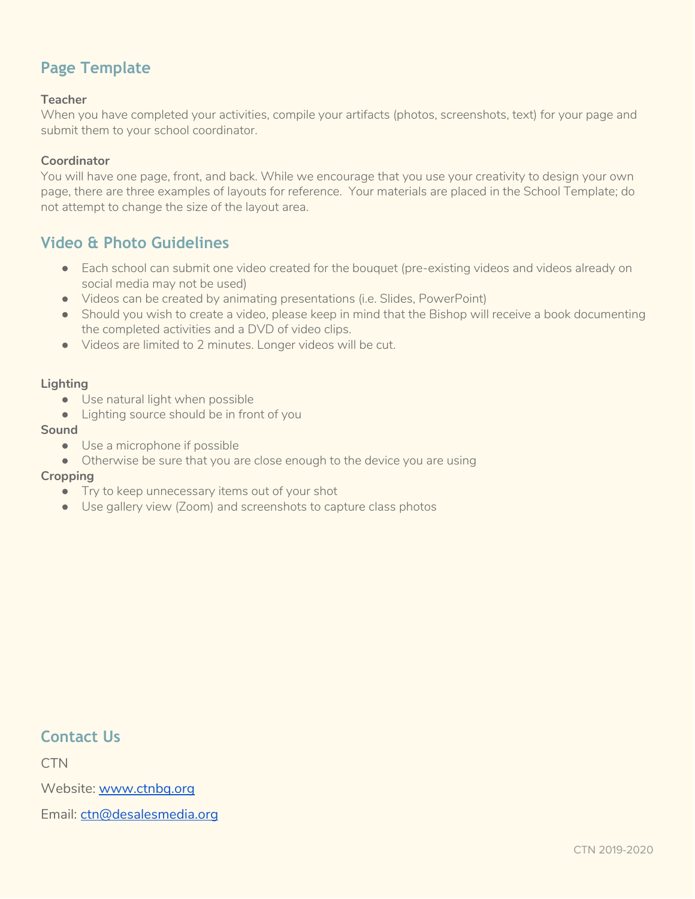## Page Template

**Teacher**

When you have completed your activities, compile your artifacts (photos, screenshots, text) for your page and submit them to your school coordinator.

**Coordinator**

You will have one page, front, and back. While we encourage that you use your creativity to design your own page, there are three examples of layouts for reference. Your materials are placed in the School Template; do not attempt to change the size of the layout area.

## Video & Photo Guidelines

- Each school can submit one video created for the bouquet (pre-existing videos and videos already on social media may not be used)
- Videos can be created by animating presentations (i.e. Slides, PowerPoint)
- Should you wish to create a video, please keep in mind that the Bishop will receive a book documenting the completed activities and a DVD of video clips.
- Videos are limited to 2 minutes. Longer videos will be cut.

**Lighting**

- Use natural light when possible
- Lighting source should be in front of you

**Sound**

- Use a microphone if possible
- Otherwise be sure that you are close enough to the device you are using

**Cropping**

- Try to keep unnecessary items out of your shot
- Use gallery view (Zoom) and screenshots to capture class photos

## Contact Us

CTN

Website: [www.ctnbq.org](http://www.ctnbq.org)

Email: [ctn@desalesmedia.org](mailto:ctn@desalesmedia.org)